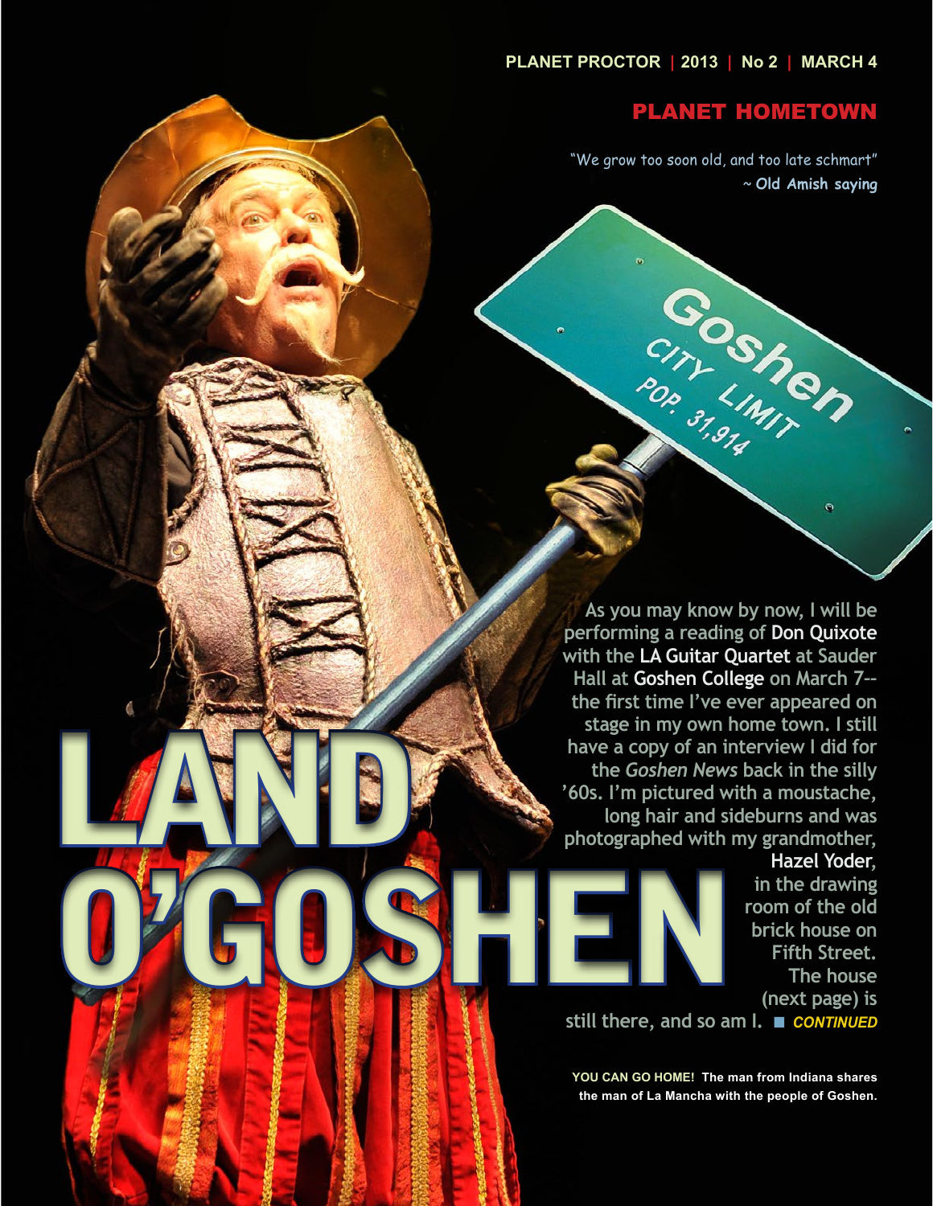PLANET PROCTOR | 2013 | No 2 | MARCH 4

## PLANET HOMETOWN

"We grow too soon old, and too late schmart"
~ **Old Amish saying**

# LAND O'GOSHEN

As you may know by now, I will be performing a reading of **Don Quixote** with the **LA Guitar Quartet** at Sauder Hall at **Goshen College** on March 7--the first time I've ever appeared on stage in my own home town. I still have a copy of an interview I did for the *Goshen News* back in the silly '60s. I'm pictured with a moustache, long hair and sideburns and was photographed with my grandmother, **Hazel Yoder**, in the drawing room of the old brick house on Fifth Street. The house (next page) is still there, and so am I. ■ ***CONTINUED***

**YOU CAN GO HOME! The man from Indiana shares the man of La Mancha with the people of Goshen.**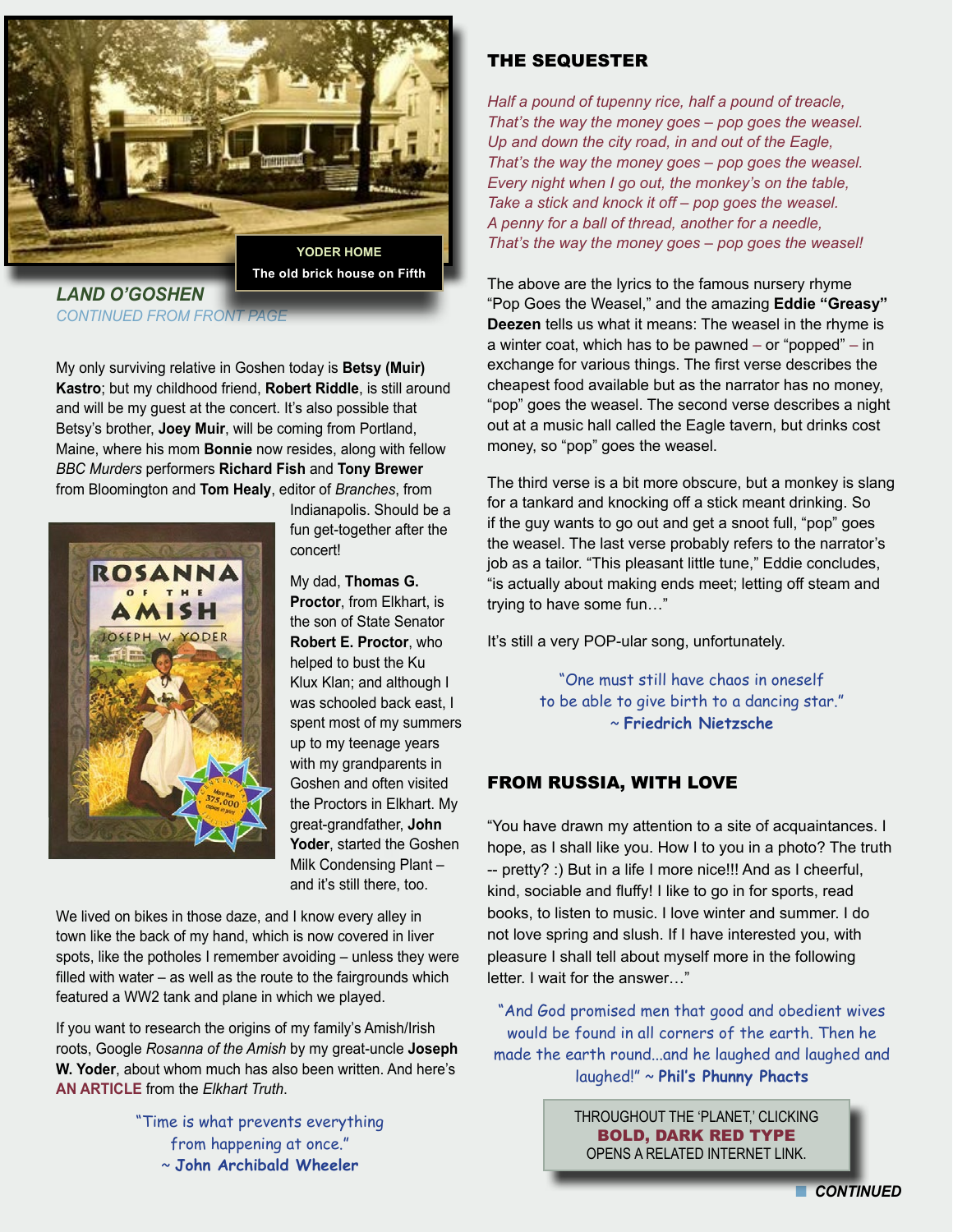YODER HOME
The old brick house on Fifth

## LAND O'GOSHEN

*CONTINUED FROM FRONT PAGE*

My only surviving relative in Goshen today is **Betsy (Muir) Kastro**; but my childhood friend, **Robert Riddle**, is still around and will be my guest at the concert. It's also possible that Betsy's brother, **Joey Muir**, will be coming from Portland, Maine, where his mom **Bonnie** now resides, along with fellow *BBC Murders* performers **Richard Fish** and **Tony Brewer** from Bloomington and **Tom Healy**, editor of *Branches*, from Indianapolis. Should be a fun get-together after the concert!

My dad, **Thomas G. Proctor**, from Elkhart, is the son of State Senator **Robert E. Proctor**, who helped to bust the Ku Klux Klan; and although I was schooled back east, I spent most of my summers up to my teenage years with my grandparents in Goshen and often visited the Proctors in Elkhart. My great-grandfather, **John Yoder**, started the Goshen Milk Condensing Plant – and it's still there, too.

We lived on bikes in those daze, and I know every alley in town like the back of my hand, which is now covered in liver spots, like the potholes I remember avoiding – unless they were filled with water – as well as the route to the fairgrounds which featured a WW2 tank and plane in which we played.

If you want to research the origins of my family's Amish/Irish roots, Google *Rosanna of the Amish* by my great-uncle **Joseph W. Yoder**, about whom much has also been written. And here's **AN ARTICLE** from the *Elkhart Truth*.

"Time is what prevents everything from happening at once."
~ **John Archibald Wheeler**

## THE SEQUESTER

*Half a pound of tupenny rice, half a pound of treacle,*
*That's the way the money goes – pop goes the weasel.*
*Up and down the city road, in and out of the Eagle,*
*That's the way the money goes – pop goes the weasel.*
*Every night when I go out, the monkey's on the table,*
*Take a stick and knock it off – pop goes the weasel.*
*A penny for a ball of thread, another for a needle,*
*That's the way the money goes – pop goes the weasel!*

The above are the lyrics to the famous nursery rhyme "Pop Goes the Weasel," and the amazing **Eddie "Greasy" Deezen** tells us what it means: The weasel in the rhyme is a winter coat, which has to be pawned – or "popped" – in exchange for various things. The first verse describes the cheapest food available but as the narrator has no money, "pop" goes the weasel. The second verse describes a night out at a music hall called the Eagle tavern, but drinks cost money, so "pop" goes the weasel.

The third verse is a bit more obscure, but a monkey is slang for a tankard and knocking off a stick meant drinking. So if the guy wants to go out and get a snoot full, "pop" goes the weasel. The last verse probably refers to the narrator's job as a tailor. "This pleasant little tune," Eddie concludes, "is actually about making ends meet; letting off steam and trying to have some fun…"

It's still a very POP-ular song, unfortunately.

"One must still have chaos in oneself to be able to give birth to a dancing star."
~ **Friedrich Nietzsche**

## FROM RUSSIA, WITH LOVE

"You have drawn my attention to a site of acquaintances. I hope, as I shall like you. How I to you in a photo? The truth -- pretty? :) But in a life I more nice!!! And as I cheerful, kind, sociable and fluffy! I like to go in for sports, read books, to listen to music. I love winter and summer. I do not love spring and slush. If I have interested you, with pleasure I shall tell about myself more in the following letter. I wait for the answer…"

"And God promised men that good and obedient wives would be found in all corners of the earth. Then he made the earth round...and he laughed and laughed and laughed!" ~ **Phil's Phunny Phacts**

THROUGHOUT THE 'PLANET,' CLICKING **BOLD, DARK RED TYPE** OPENS A RELATED INTERNET LINK.

***CONTINUED***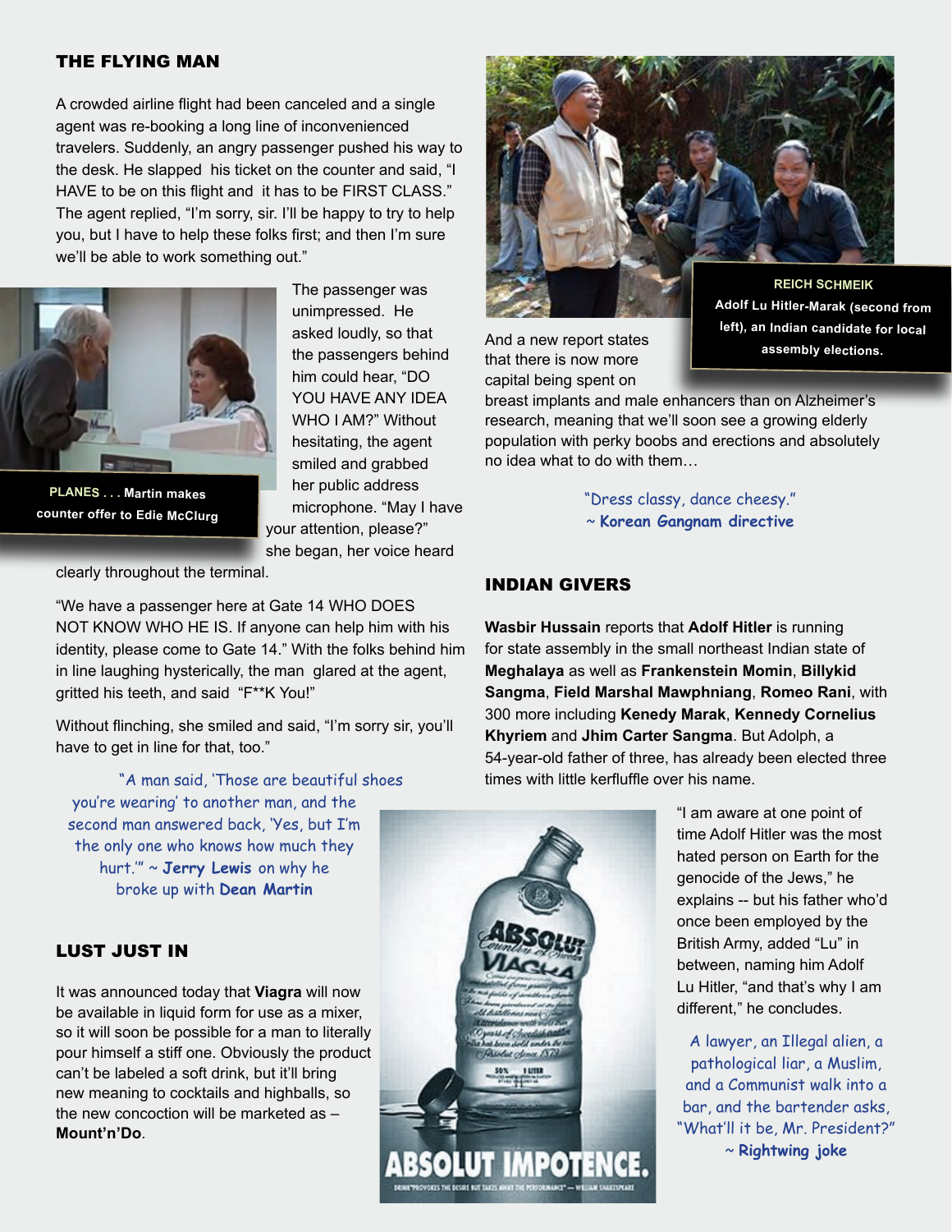## THE FLYING MAN

A crowded airline flight had been canceled and a single agent was re-booking a long line of inconvenienced travelers. Suddenly, an angry passenger pushed his way to the desk. He slapped his ticket on the counter and said, "I HAVE to be on this flight and it has to be FIRST CLASS." The agent replied, "I'm sorry, sir. I'll be happy to try to help you, but I have to help these folks first; and then I'm sure we'll be able to work something out."

**PLANES . . . Martin makes counter offer to Edie McClurg**

The passenger was unimpressed. He asked loudly, so that the passengers behind him could hear, "DO YOU HAVE ANY IDEA WHO I AM?" Without hesitating, the agent smiled and grabbed her public address microphone. "May I have your attention, please?" she began, her voice heard clearly throughout the terminal.

"We have a passenger here at Gate 14 WHO DOES NOT KNOW WHO HE IS. If anyone can help him with his identity, please come to Gate 14." With the folks behind him in line laughing hysterically, the man glared at the agent, gritted his teeth, and said "F**K You!"

Without flinching, she smiled and said, "I'm sorry sir, you'll have to get in line for that, too."

"A man said, 'Those are beautiful shoes you're wearing' to another man, and the second man answered back, 'Yes, but I'm the only one who knows how much they hurt.'" ~ **Jerry Lewis** on why he broke up with **Dean Martin**

## LUST JUST IN

It was announced today that **Viagra** will now be available in liquid form for use as a mixer, so it will soon be possible for a man to literally pour himself a stiff one. Obviously the product can't be labeled a soft drink, but it'll bring new meaning to cocktails and highballs, so the new concoction will be marketed as – **Mount'n'Do**.

**REICH SCHMEIK**
**Adolf Lu Hitler-Marak (second from left), an Indian candidate for local assembly elections.**

And a new report states that there is now more capital being spent on breast implants and male enhancers than on Alzheimer's research, meaning that we'll soon see a growing elderly population with perky boobs and erections and absolutely no idea what to do with them…

"Dress classy, dance cheesy."
~ **Korean Gangnam directive**

## INDIAN GIVERS

**Wasbir Hussain** reports that **Adolf Hitler** is running for state assembly in the small northeast Indian state of **Meghalaya** as well as **Frankenstein Momin**, **Billykid Sangma**, **Field Marshal Mawphniang**, **Romeo Rani**, with 300 more including **Kenedy Marak**, **Kennedy Cornelius Khyriem** and **Jhim Carter Sangma**. But Adolph, a 54-year-old father of three, has already been elected three times with little kerfluffle over his name.

"I am aware at one point of time Adolf Hitler was the most hated person on Earth for the genocide of the Jews," he explains -- but his father who'd once been employed by the British Army, added "Lu" in between, naming him Adolf Lu Hitler, "and that's why I am different," he concludes.

A lawyer, an Illegal alien, a pathological liar, a Muslim, and a Communist walk into a bar, and the bartender asks, "What'll it be, Mr. President?"
~ **Rightwing joke**

ABSOLUT IMPOTENCE.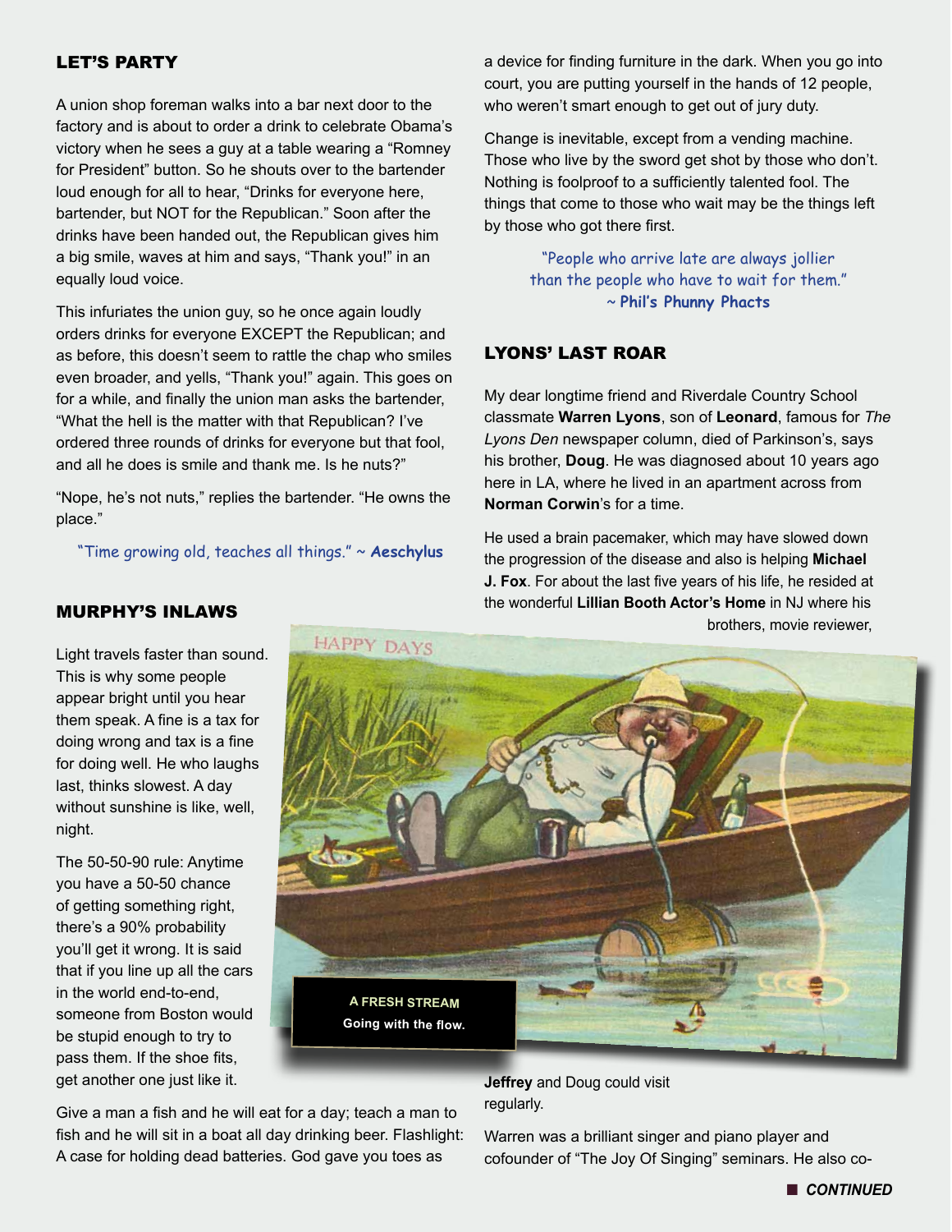## LET'S PARTY

A union shop foreman walks into a bar next door to the factory and is about to order a drink to celebrate Obama's victory when he sees a guy at a table wearing a "Romney for President" button. So he shouts over to the bartender loud enough for all to hear, "Drinks for everyone here, bartender, but NOT for the Republican." Soon after the drinks have been handed out, the Republican gives him a big smile, waves at him and says, "Thank you!" in an equally loud voice.

This infuriates the union guy, so he once again loudly orders drinks for everyone EXCEPT the Republican; and as before, this doesn't seem to rattle the chap who smiles even broader, and yells, "Thank you!" again. This goes on for a while, and finally the union man asks the bartender, "What the hell is the matter with that Republican? I've ordered three rounds of drinks for everyone but that fool, and all he does is smile and thank me. Is he nuts?"

"Nope, he's not nuts," replies the bartender. "He owns the place."

"Time growing old, teaches all things." ~ **Aeschylus**

## MURPHY'S INLAWS

Light travels faster than sound. This is why some people appear bright until you hear them speak. A fine is a tax for doing wrong and tax is a fine for doing well. He who laughs last, thinks slowest. A day without sunshine is like, well, night.

The 50-50-90 rule: Anytime you have a 50-50 chance of getting something right, there's a 90% probability you'll get it wrong. It is said that if you line up all the cars in the world end-to-end, someone from Boston would be stupid enough to try to pass them. If the shoe fits, get another one just like it.

Give a man a fish and he will eat for a day; teach a man to fish and he will sit in a boat all day drinking beer. Flashlight: A case for holding dead batteries. God gave you toes as a device for finding furniture in the dark. When you go into court, you are putting yourself in the hands of 12 people, who weren't smart enough to get out of jury duty.

Change is inevitable, except from a vending machine. Those who live by the sword get shot by those who don't. Nothing is foolproof to a sufficiently talented fool. The things that come to those who wait may be the things left by those who got there first.

"People who arrive late are always jollier than the people who have to wait for them." ~ **Phil's Phunny Phacts**

**A FRESH STREAM**
**Going with the flow.**

## LYONS' LAST ROAR

My dear longtime friend and Riverdale Country School classmate **Warren Lyons**, son of **Leonard**, famous for *The Lyons Den* newspaper column, died of Parkinson's, says his brother, **Doug**. He was diagnosed about 10 years ago here in LA, where he lived in an apartment across from **Norman Corwin**'s for a time.

He used a brain pacemaker, which may have slowed down the progression of the disease and also is helping **Michael J. Fox**. For about the last five years of his life, he resided at the wonderful **Lillian Booth Actor's Home** in NJ where his brothers, movie reviewer, **Jeffrey** and Doug could visit regularly.

Warren was a brilliant singer and piano player and cofounder of "The Joy Of Singing" seminars. He also co-

■ ***CONTINUED***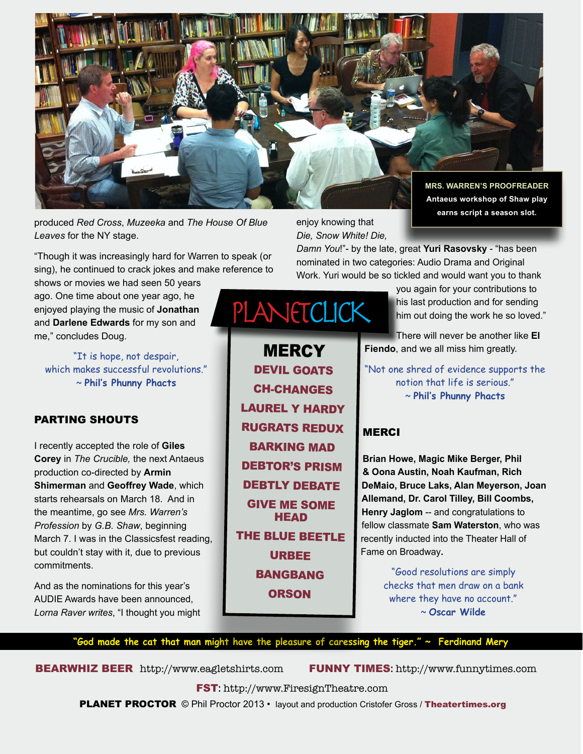MRS. WARREN'S PROOFREADER
Antaeus workshop of Shaw play earns script a season slot.

produced *Red Cross*, *Muzeeka* and *The House Of Blue Leaves* for the NY stage.

"Though it was increasingly hard for Warren to speak (or sing), he continued to crack jokes and make reference to shows or movies we had seen 50 years ago. One time about one year ago, he enjoyed playing the music of **Jonathan** and **Darlene Edwards** for my son and me," concludes Doug.

"It is hope, not despair, which makes successful revolutions."
~ **Phil's Phunny Phacts**

### PARTING SHOUTS

I recently accepted the role of **Giles Corey** in *The Crucible,* the next Antaeus production co-directed by **Armin Shimerman** and **Geoffrey Wade**, which starts rehearsals on March 18. And in the meantime, go see *Mrs. Warren's Profession* by *G.B. Shaw*, beginning March 7. I was in the Classicsfest reading, but couldn't stay with it, due to previous commitments.

And as the nominations for this year's AUDIE Awards have been announced, *Lorna Raver writes*, "I thought you might enjoy knowing that *Die, Snow White! Die, Damn You*!"- by the late, great **Yuri Rasovsky** - "has been nominated in two categories: Audio Drama and Original Work. Yuri would be so tickled and would want you to thank you again for your contributions to his last production and for sending him out doing the work he so loved."

There will never be another like **El Fiendo**, and we all miss him greatly.

"Not one shred of evidence supports the notion that life is serious."
~ **Phil's Phunny Phacts**

## PLANETCLICK

### MERCY

**DEVIL GOATS**
**CH-CHANGES**
**LAUREL Y HARDY**
**RUGRATS REDUX**
**BARKING MAD**
**DEBTOR'S PRISM**
**DEBTLY DEBATE**
**GIVE ME SOME HEAD**
**THE BLUE BEETLE**
**URBEE**
**BANGBANG**
**ORSON**

### MERCI

**Brian Howe, Magic Mike Berger, Phil & Oona Austin, Noah Kaufman, Rich DeMaio, Bruce Laks, Alan Meyerson, Joan Allemand, Dr. Carol Tilley, Bill Coombs, Henry Jaglom** -- and congratulations to fellow classmate **Sam Waterston**, who was recently inducted into the Theater Hall of Fame on Broadway**.**

"Good resolutions are simply checks that men draw on a bank where they have no account."
~ **Oscar Wilde**

**"God made the cat that man might have the pleasure of caressing the tiger." ~ Ferdinand Mery**

**BEARWHIZ BEER** http://www.eagletshirts.com **FUNNY TIMES**: http://www.funnytimes.com

**FST**: http://www.FiresignTheatre.com

**PLANET PROCTOR** © Phil Proctor 2013 • layout and production Cristofer Gross / **Theatertimes.org**